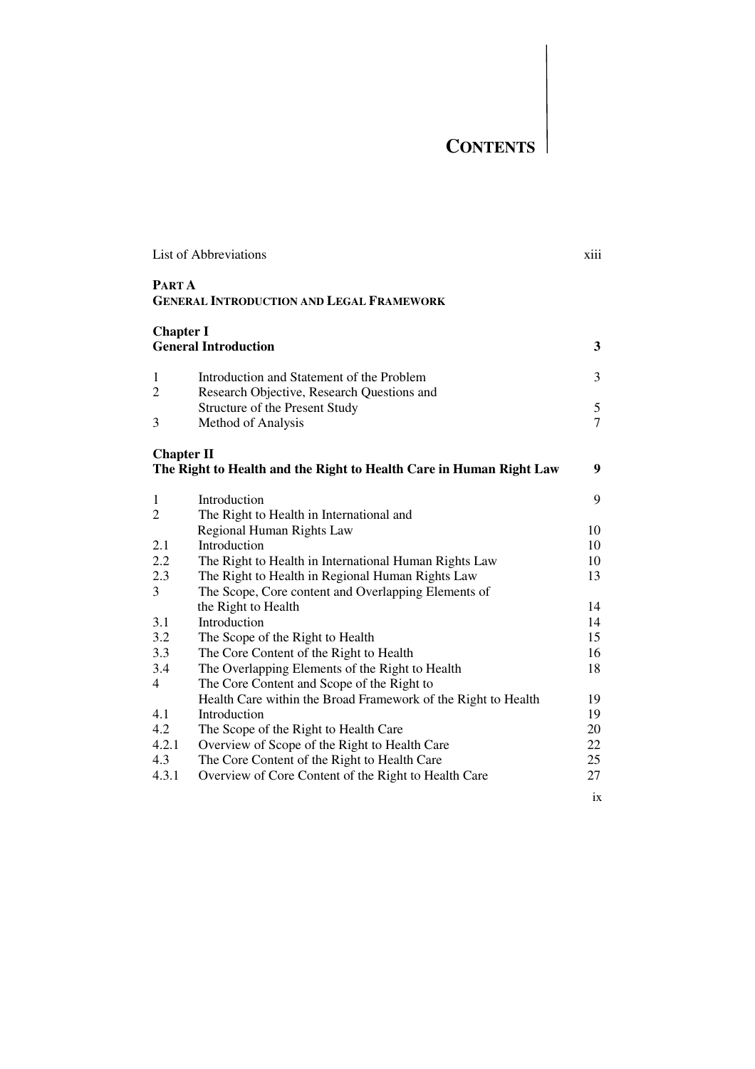# CONTENTS

| | | |
|---|---|---|
| | List of Abbreviations | xiii |

**PART A**
**GENERAL INTRODUCTION AND LEGAL FRAMEWORK**

**Chapter I**
**General Introduction** **3**

| | | |
|---|---|---|
| 1 | Introduction and Statement of the Problem | 3 |
| 2 | Research Objective, Research Questions and Structure of the Present Study | 5 |
| 3 | Method of Analysis | 7 |

**Chapter II**
**The Right to Health and the Right to Health Care in Human Right Law** **9**

| | | |
|---|---|---|
| 1 | Introduction | 9 |
| 2 | The Right to Health in International and Regional Human Rights Law | 10 |
| 2.1 | Introduction | 10 |
| 2.2 | The Right to Health in International Human Rights Law | 10 |
| 2.3 | The Right to Health in Regional Human Rights Law | 13 |
| 3 | The Scope, Core content and Overlapping Elements of the Right to Health | 14 |
| 3.1 | Introduction | 14 |
| 3.2 | The Scope of the Right to Health | 15 |
| 3.3 | The Core Content of the Right to Health | 16 |
| 3.4 | The Overlapping Elements of the Right to Health | 18 |
| 4 | The Core Content and Scope of the Right to Health Care within the Broad Framework of the Right to Health | 19 |
| 4.1 | Introduction | 19 |
| 4.2 | The Scope of the Right to Health Care | 20 |
| 4.2.1 | Overview of Scope of the Right to Health Care | 22 |
| 4.3 | The Core Content of the Right to Health Care | 25 |
| 4.3.1 | Overview of Core Content of the Right to Health Care | 27 |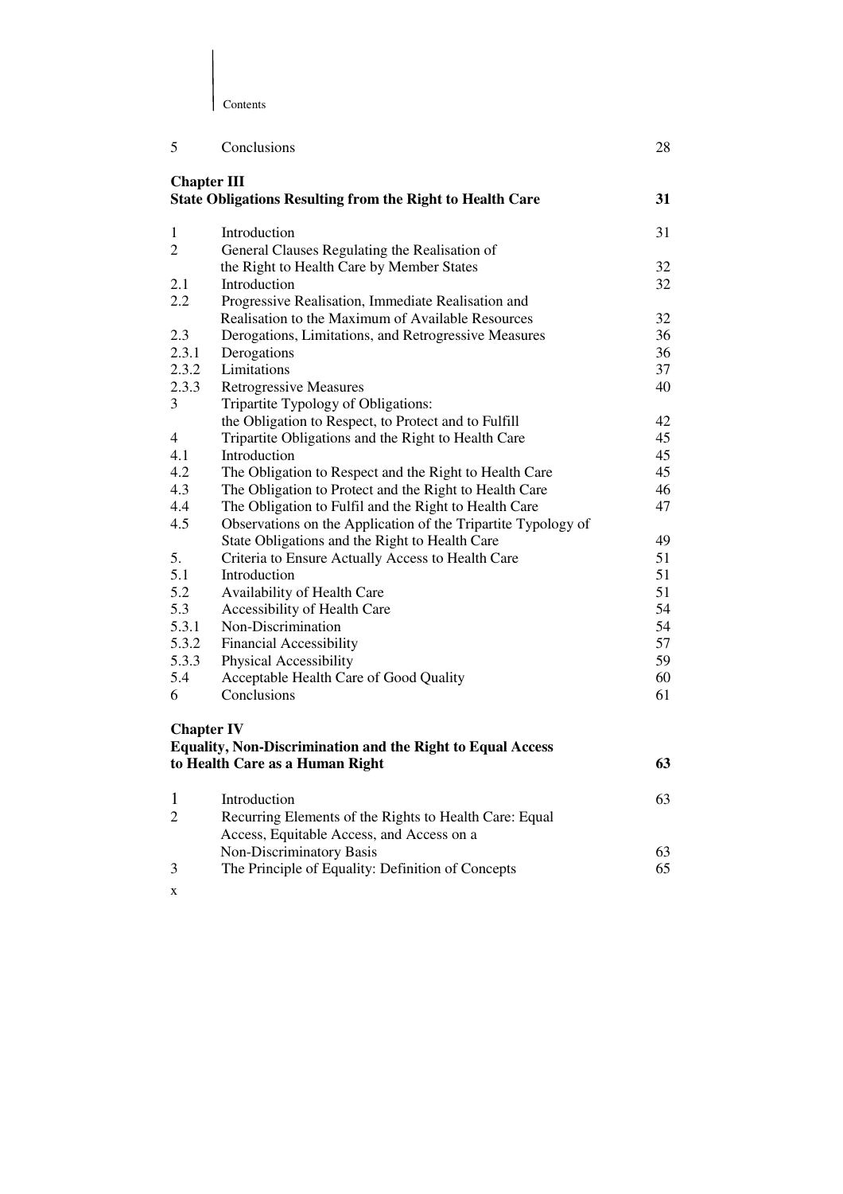| | | |
|---|---|---|
| 5 | Conclusions | 28 |

**Chapter III**
**State Obligations Resulting from the Right to Health Care** **31**

| | | |
|---|---|---|
| 1 | Introduction | 31 |
| 2 | General Clauses Regulating the Realisation of the Right to Health Care by Member States | 32 |
| 2.1 | Introduction | 32 |
| 2.2 | Progressive Realisation, Immediate Realisation and Realisation to the Maximum of Available Resources | 32 |
| 2.3 | Derogations, Limitations, and Retrogressive Measures | 36 |
| 2.3.1 | Derogations | 36 |
| 2.3.2 | Limitations | 37 |
| 2.3.3 | Retrogressive Measures | 40 |
| 3 | Tripartite Typology of Obligations: the Obligation to Respect, to Protect and to Fulfill | 42 |
| 4 | Tripartite Obligations and the Right to Health Care | 45 |
| 4.1 | Introduction | 45 |
| 4.2 | The Obligation to Respect and the Right to Health Care | 45 |
| 4.3 | The Obligation to Protect and the Right to Health Care | 46 |
| 4.4 | The Obligation to Fulfil and the Right to Health Care | 47 |
| 4.5 | Observations on the Application of the Tripartite Typology of State Obligations and the Right to Health Care | 49 |
| 5. | Criteria to Ensure Actually Access to Health Care | 51 |
| 5.1 | Introduction | 51 |
| 5.2 | Availability of Health Care | 51 |
| 5.3 | Accessibility of Health Care | 54 |
| 5.3.1 | Non-Discrimination | 54 |
| 5.3.2 | Financial Accessibility | 57 |
| 5.3.3 | Physical Accessibility | 59 |
| 5.4 | Acceptable Health Care of Good Quality | 60 |
| 6 | Conclusions | 61 |

**Chapter IV**
**Equality, Non-Discrimination and the Right to Equal Access to Health Care as a Human Right** **63**

| | | |
|---|---|---|
| 1 | Introduction | 63 |
| 2 | Recurring Elements of the Rights to Health Care: Equal Access, Equitable Access, and Access on a Non-Discriminatory Basis | 63 |
| 3 | The Principle of Equality: Definition of Concepts | 65 |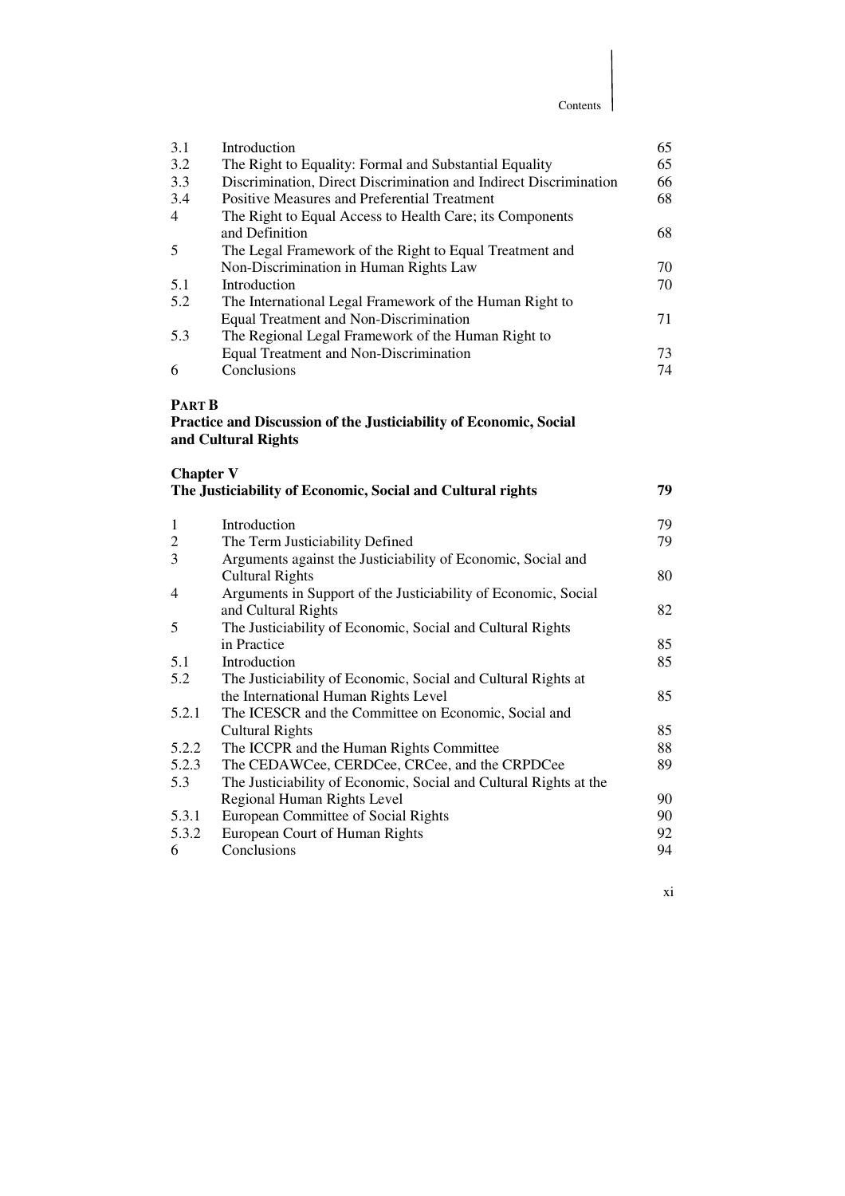| | | |
|---|---|---|
| 3.1 | Introduction | 65 |
| 3.2 | The Right to Equality: Formal and Substantial Equality | 65 |
| 3.3 | Discrimination, Direct Discrimination and Indirect Discrimination | 66 |
| 3.4 | Positive Measures and Preferential Treatment | 68 |
| 4 | The Right to Equal Access to Health Care; its Components and Definition | 68 |
| 5 | The Legal Framework of the Right to Equal Treatment and Non-Discrimination in Human Rights Law | 70 |
| 5.1 | Introduction | 70 |
| 5.2 | The International Legal Framework of the Human Right to Equal Treatment and Non-Discrimination | 71 |
| 5.3 | The Regional Legal Framework of the Human Right to Equal Treatment and Non-Discrimination | 73 |
| 6 | Conclusions | 74 |

**PART B**
**Practice and Discussion of the Justiciability of Economic, Social and Cultural Rights**

**Chapter V**
**The Justiciability of Economic, Social and Cultural rights** **79**

| | | |
|---|---|---|
| 1 | Introduction | 79 |
| 2 | The Term Justiciability Defined | 79 |
| 3 | Arguments against the Justiciability of Economic, Social and Cultural Rights | 80 |
| 4 | Arguments in Support of the Justiciability of Economic, Social and Cultural Rights | 82 |
| 5 | The Justiciability of Economic, Social and Cultural Rights in Practice | 85 |
| 5.1 | Introduction | 85 |
| 5.2 | The Justiciability of Economic, Social and Cultural Rights at the International Human Rights Level | 85 |
| 5.2.1 | The ICESCR and the Committee on Economic, Social and Cultural Rights | 85 |
| 5.2.2 | The ICCPR and the Human Rights Committee | 88 |
| 5.2.3 | The CEDAWCee, CERDCee, CRCee, and the CRPDCee | 89 |
| 5.3 | The Justiciability of Economic, Social and Cultural Rights at the Regional Human Rights Level | 90 |
| 5.3.1 | European Committee of Social Rights | 90 |
| 5.3.2 | European Court of Human Rights | 92 |
| 6 | Conclusions | 94 |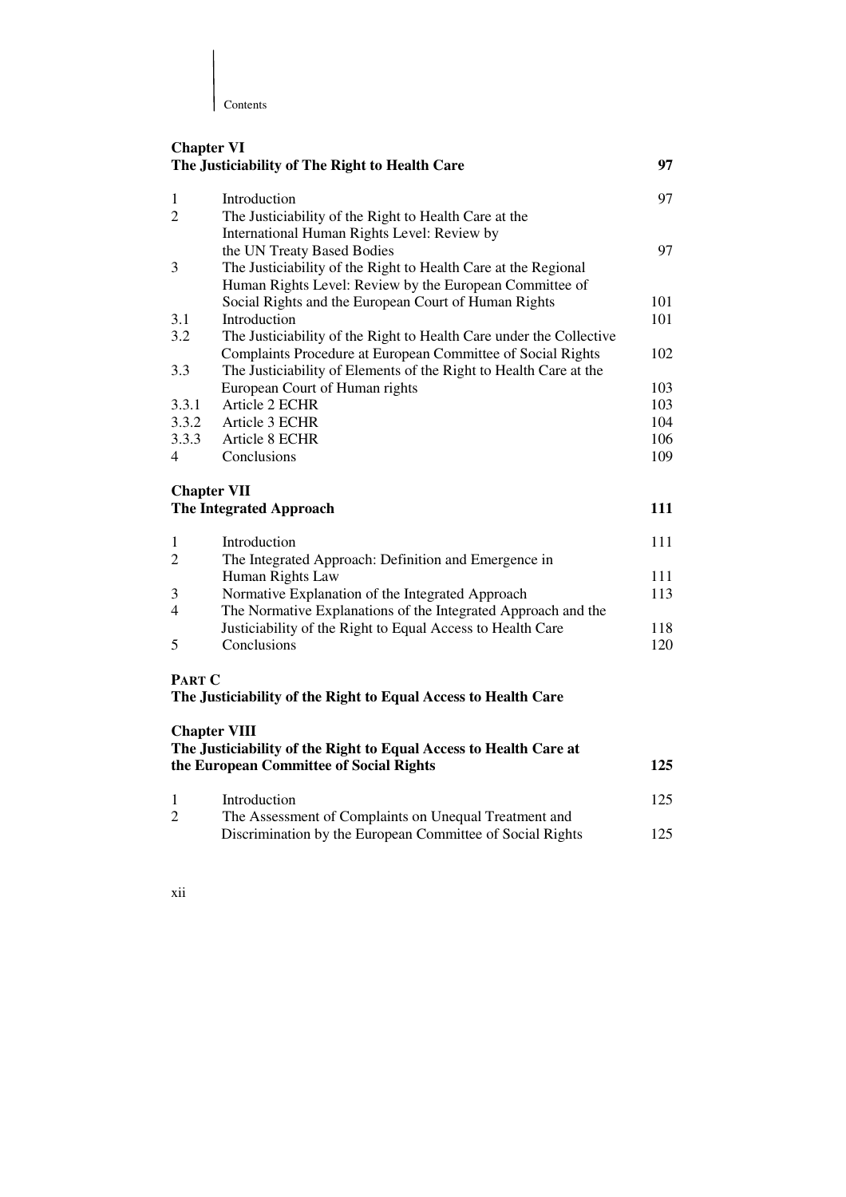**Chapter VI**
**The Justiciability of The Right to Health Care** **97**

| | | |
|---|---|---|
| 1 | Introduction | 97 |
| 2 | The Justiciability of the Right to Health Care at the International Human Rights Level: Review by the UN Treaty Based Bodies | 97 |
| 3 | The Justiciability of the Right to Health Care at the Regional Human Rights Level: Review by the European Committee of Social Rights and the European Court of Human Rights | 101 |
| 3.1 | Introduction | 101 |
| 3.2 | The Justiciability of the Right to Health Care under the Collective Complaints Procedure at European Committee of Social Rights | 102 |
| 3.3 | The Justiciability of Elements of the Right to Health Care at the European Court of Human rights | 103 |
| 3.3.1 | Article 2 ECHR | 103 |
| 3.3.2 | Article 3 ECHR | 104 |
| 3.3.3 | Article 8 ECHR | 106 |
| 4 | Conclusions | 109 |

**Chapter VII**
**The Integrated Approach** **111**

| | | |
|---|---|---|
| 1 | Introduction | 111 |
| 2 | The Integrated Approach: Definition and Emergence in Human Rights Law | 111 |
| 3 | Normative Explanation of the Integrated Approach | 113 |
| 4 | The Normative Explanations of the Integrated Approach and the Justiciability of the Right to Equal Access to Health Care | 118 |
| 5 | Conclusions | 120 |

**PART C**
**The Justiciability of the Right to Equal Access to Health Care**

**Chapter VIII**
**The Justiciability of the Right to Equal Access to Health Care at the European Committee of Social Rights** **125**

| | | |
|---|---|---|
| 1 | Introduction | 125 |
| 2 | The Assessment of Complaints on Unequal Treatment and Discrimination by the European Committee of Social Rights | 125 |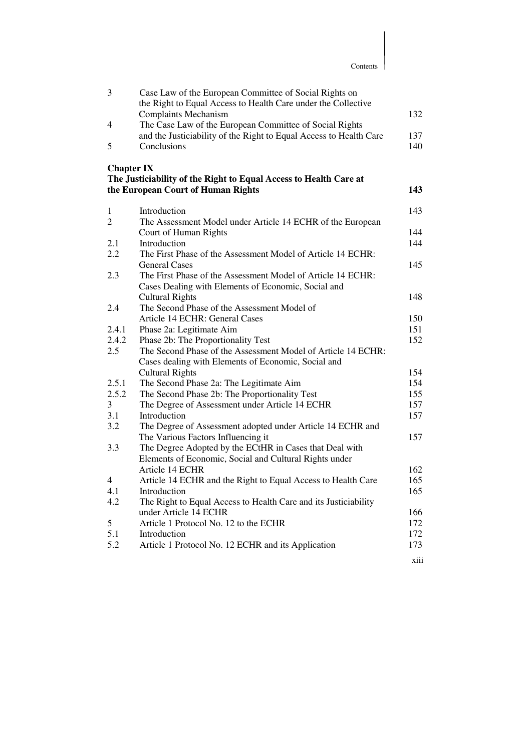| | | |
|---|---|---|
| 3 | Case Law of the European Committee of Social Rights on the Right to Equal Access to Health Care under the Collective Complaints Mechanism | 132 |
| 4 | The Case Law of the European Committee of Social Rights and the Justiciability of the Right to Equal Access to Health Care | 137 |
| 5 | Conclusions | 140 |

**Chapter IX**
**The Justiciability of the Right to Equal Access to Health Care at the European Court of Human Rights** **143**

| | | |
|---|---|---|
| 1 | Introduction | 143 |
| 2 | The Assessment Model under Article 14 ECHR of the European Court of Human Rights | 144 |
| 2.1 | Introduction | 144 |
| 2.2 | The First Phase of the Assessment Model of Article 14 ECHR: General Cases | 145 |
| 2.3 | The First Phase of the Assessment Model of Article 14 ECHR: Cases Dealing with Elements of Economic, Social and Cultural Rights | 148 |
| 2.4 | The Second Phase of the Assessment Model of Article 14 ECHR: General Cases | 150 |
| 2.4.1 | Phase 2a: Legitimate Aim | 151 |
| 2.4.2 | Phase 2b: The Proportionality Test | 152 |
| 2.5 | The Second Phase of the Assessment Model of Article 14 ECHR: Cases dealing with Elements of Economic, Social and Cultural Rights | 154 |
| 2.5.1 | The Second Phase 2a: The Legitimate Aim | 154 |
| 2.5.2 | The Second Phase 2b: The Proportionality Test | 155 |
| 3 | The Degree of Assessment under Article 14 ECHR | 157 |
| 3.1 | Introduction | 157 |
| 3.2 | The Degree of Assessment adopted under Article 14 ECHR and The Various Factors Influencing it | 157 |
| 3.3 | The Degree Adopted by the ECtHR in Cases that Deal with Elements of Economic, Social and Cultural Rights under Article 14 ECHR | 162 |
| 4 | Article 14 ECHR and the Right to Equal Access to Health Care | 165 |
| 4.1 | Introduction | 165 |
| 4.2 | The Right to Equal Access to Health Care and its Justiciability under Article 14 ECHR | 166 |
| 5 | Article 1 Protocol No. 12 to the ECHR | 172 |
| 5.1 | Introduction | 172 |
| 5.2 | Article 1 Protocol No. 12 ECHR and its Application | 173 |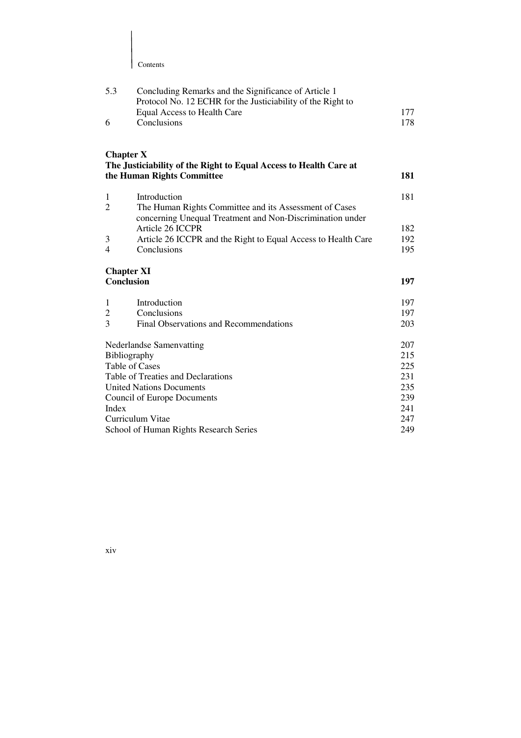| | | |
|---|---|---|
| 5.3 | Concluding Remarks and the Significance of Article 1 Protocol No. 12 ECHR for the Justiciability of the Right to Equal Access to Health Care | 177 |
| 6 | Conclusions | 178 |

**Chapter X**
**The Justiciability of the Right to Equal Access to Health Care at the Human Rights Committee** **181**

| | | |
|---|---|---|
| 1 | Introduction | 181 |
| 2 | The Human Rights Committee and its Assessment of Cases concerning Unequal Treatment and Non-Discrimination under Article 26 ICCPR | 182 |
| 3 | Article 26 ICCPR and the Right to Equal Access to Health Care | 192 |
| 4 | Conclusions | 195 |

**Chapter XI**
**Conclusion** **197**

| | | |
|---|---|---|
| 1 | Introduction | 197 |
| 2 | Conclusions | 197 |
| 3 | Final Observations and Recommendations | 203 |

| | |
|---|---|
| Nederlandse Samenvatting | 207 |
| Bibliography | 215 |
| Table of Cases | 225 |
| Table of Treaties and Declarations | 231 |
| United Nations Documents | 235 |
| Council of Europe Documents | 239 |
| Index | 241 |
| Curriculum Vitae | 247 |
| School of Human Rights Research Series | 249 |